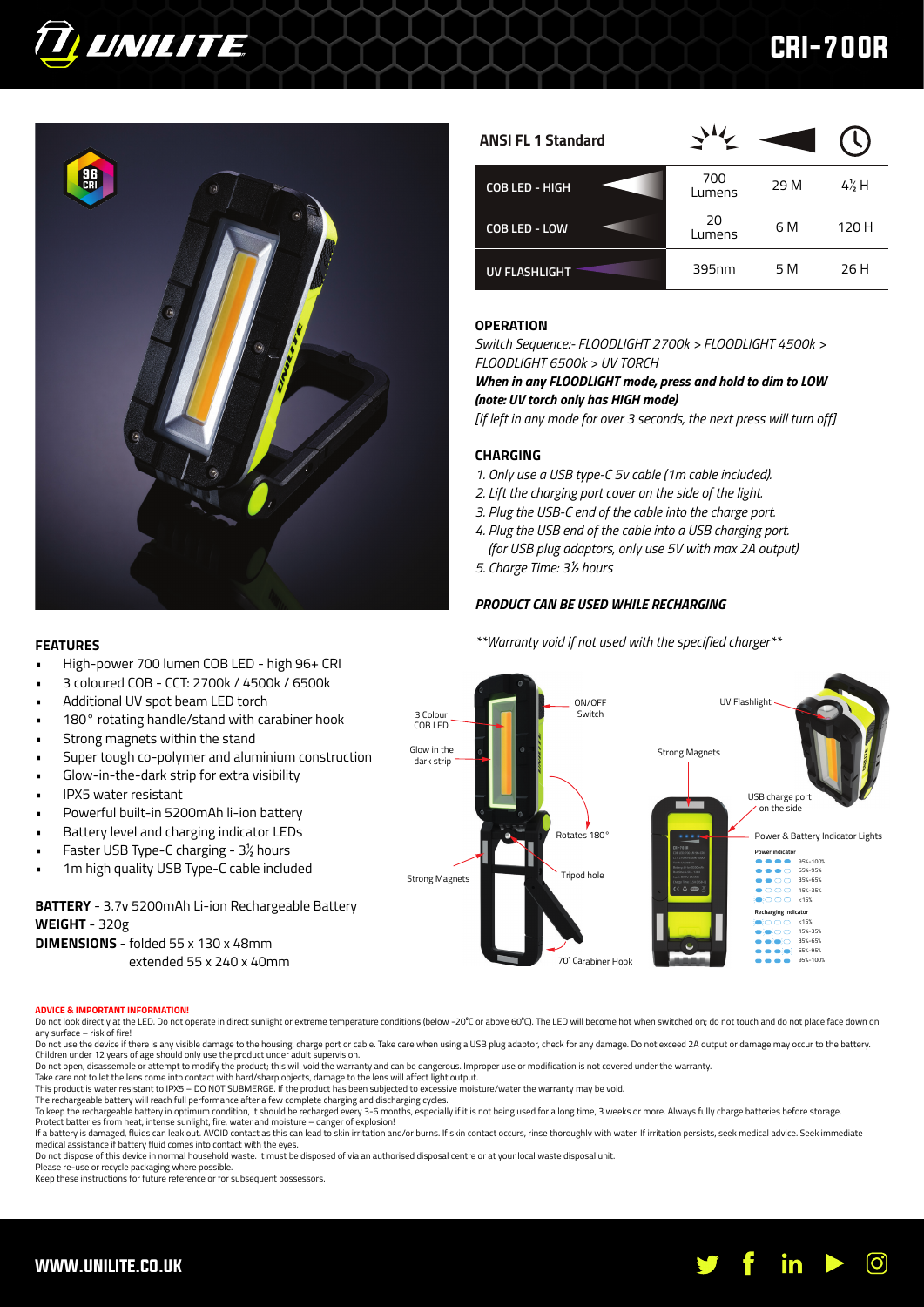# UNILITE

# CRI-700R

| ANSI FL 1 Standard | Output | Beam distance | Runtime |
|---|---|---|---|
| COB LED - HIGH | 700 Lumens | 29 M | 4½ H |
| COB LED - LOW | 20 Lumens | 6 M | 120 H |
| UV FLASHLIGHT | 395nm | 5 M | 26 H |

## OPERATION

*Switch Sequence:- FLOODLIGHT 2700k > FLOODLIGHT 4500k > FLOODLIGHT 6500k > UV TORCH*

***When in any FLOODLIGHT mode, press and hold to dim to LOW (note: UV torch only has HIGH mode)***

*[If left in any mode for over 3 seconds, the next press will turn off]*

## CHARGING

1. *Only use a USB type-C 5v cable (1m cable included).*
2. *Lift the charging port cover on the side of the light.*
3. *Plug the USB-C end of the cable into the charge port.*
4. *Plug the USB end of the cable into a USB charging port. (for USB plug adaptors, only use 5V with max 2A output)*
5. *Charge Time: 3½ hours*

***PRODUCT CAN BE USED WHILE RECHARGING***

*\*\*Warranty void if not used with the specified charger\*\**

## FEATURES

- High-power 700 lumen COB LED - high 96+ CRI
- 3 coloured COB - CCT: 2700k / 4500k / 6500k
- Additional UV spot beam LED torch
- 180° rotating handle/stand with carabiner hook
- Strong magnets within the stand
- Super tough co-polymer and aluminium construction
- Glow-in-the-dark strip for extra visibility
- IPX5 water resistant
- Powerful built-in 5200mAh li-ion battery
- Battery level and charging indicator LEDs
- Faster USB Type-C charging - 3½ hours
- 1m high quality USB Type-C cable included

**BATTERY** - 3.7v 5200mAh Li-ion Rechargeable Battery
**WEIGHT** - 320g
**DIMENSIONS** - folded 55 x 130 x 48mm
extended 55 x 240 x 40mm

3 Colour COB LED · ON/OFF Switch · Glow in the dark strip · Rotates 180° · Strong Magnets · Tripod hole · 70° Carabiner Hook · UV Flashlight · Strong Magnets · USB charge port on the side · Power & Battery Indicator Lights

| Power indicator | |
|---|---|
| ●●●● | 95%-100% |
| ●●●○ | 65%-95% |
| ●●○○ | 35%-65% |
| ●○○○ | 15%-35% |
| ◐○○○ | <15% |

| Recharging indicator | |
|---|---|
| ◐○○○ | <15% |
| ●◐○○ | 15%-35% |
| ●●◐○ | 35%-65% |
| ●●●◐ | 65%-95% |
| ●●●● | 95%-100% |

**ADVICE & IMPORTANT INFORMATION!**

Do not look directly at the LED. Do not operate in direct sunlight or extreme temperature conditions (below -20°C or above 60°C). The LED will become hot when switched on; do not touch and do not place face down on any surface – risk of fire!
Do not use the device if there is any visible damage to the housing, charge port or cable. Take care when using a USB plug adaptor, check for any damage. Do not exceed 2A output or damage may occur to the battery.
Children under 12 years of age should only use the product under adult supervision.
Do not open, disassemble or attempt to modify the product; this will void the warranty and can be dangerous. Improper use or modification is not covered under the warranty.
Take care not to let the lens come into contact with hard/sharp objects, damage to the lens will affect light output.
This product is water resistant to IPX5 – DO NOT SUBMERGE. If the product has been subjected to excessive moisture/water the warranty may be void.
The rechargeable battery will reach full performance after a few complete charging and discharging cycles.
To keep the rechargeable battery in optimum condition, it should be recharged every 3-6 months, especially if it is not being used for a long time, 3 weeks or more. Always fully charge batteries before storage.
Protect batteries from heat, intense sunlight, fire, water and moisture – danger of explosion!
If a battery is damaged, fluids can leak out. AVOID contact as this can lead to skin irritation and/or burns. If skin contact occurs, rinse thoroughly with water. If irritation persists, seek medical advice. Seek immediate medical assistance if battery fluid comes into contact with the eyes.
Do not dispose of this device in normal household waste. It must be disposed of via an authorised disposal centre or at your local waste disposal unit.
Please re-use or recycle packaging where possible.
Keep these instructions for future reference or for subsequent possessors.

**WWW.UNILITE.CO.UK**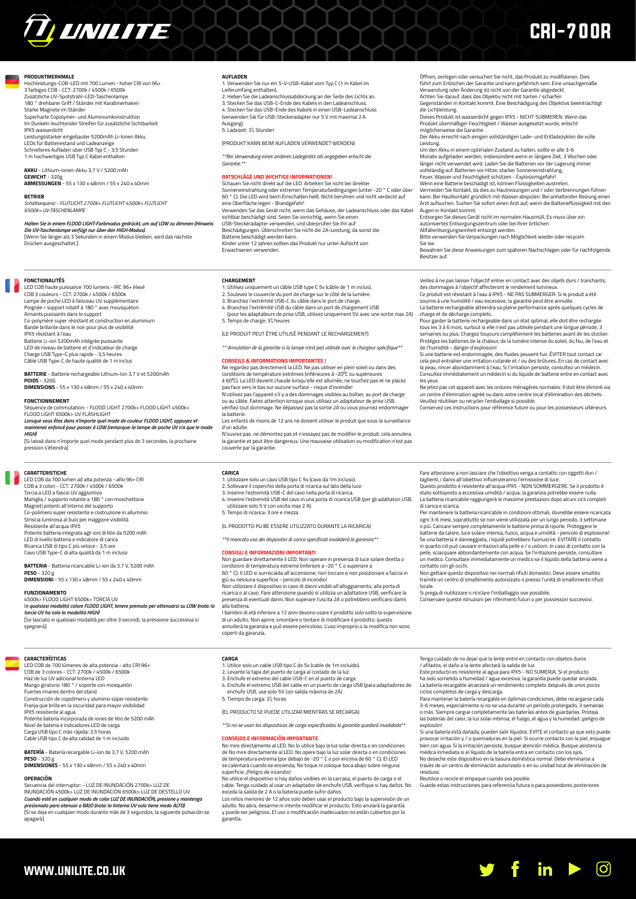# UNILITE

# CRI-700R

## PRODUKTMERKMALE

Hochleistungs-COB-LED mit 700 Lumen - hoher CRI von 96+
3 farbiges COB - CCT: 2700k / 4500k / 6500k
Zusätzliche UV-Spotstrahl-LED-Taschenlampe
180 ° drehbarer Griff / Ständer mit Karabinerhaken
Starke Magnete im Ständer
Superharte Copolymer- und Aluminiumkonstruktion
Im Dunkeln leuchtender Streifen für zusätzliche Sichtbarkeit
IPX5 wasserdicht
Leistungsstarker eingebauter 5200mAh Li-Ionen Akku
LEDs für Batteriestand und Ladeanzeige
Schnelleres Aufladen über USB Typ C - 3,5 Stunden
1 m hochwertiges USB Typ C Kabel enthalten

**AKKU** - Lithium-ionen-Akku 3,7 V / 5200 mAh
**GEWICHT** - 320g
**ABMESSUNGEN** - 55 x 130 x 48mm / 55 x 240 x 40mm

### BETRIEB

*Schaltsequenz: - FLUTLICHT 2700k> FLUTLICHT 4500k> FLUTLICHT 6500k> UV-TASCHENLAMPE*

***Halten Sie in einem FLOOD LIGHT-Farbmodus gedrückt, um auf LOW zu dimmen (Hinweis: Die UV-Taschenlampe verfügt nur über den HIGH-Modus).***
[Wenn Sie länger als 3 Sekunden in einem Modus bleiben, wird das nächste Drücken ausgeschaltet.]

### AUFLADEN

1. Verwenden Sie nur ein 5-V-USB-Kabel vom Typ C (1 m Kabel im Lieferumfang enthalten).
2. Heben Sie die Ladeanschlussabdeckung an der Seite des Lichts an.
3. Stecken Sie das USB-C-Ende des Kabels in den Ladeanschluss.
4. Stecken Sie das USB-Ende des Kabels in einen USB-Ladeanschluss (verwenden Sie für USB-Steckeradapter nur 5 V mit maximal 2 A Ausgang).
5. Ladezeit: 3½ Stunden

(PRODUKT KANN BEIM AUFLADEN VERWENDET WERDEN)

*\*\*Bei Verwendung eines anderen Ladegeräts als angegeben erlischt die Garantie.\*\**

### RATSCHLÄGE UND WICHTIGE INFORMATIONEN!

Schauen Sie nicht direkt auf die LED. Arbeiten Sie nicht bei direkter Sonneneinstrahlung oder extremen Temperaturbedingungen (unter -20 ° C oder über 60 ° C). Die LED wird beim Einschalten heiß. Nicht berühren und nicht verdeckt auf eine Oberfläche legen - Brandgefahr!
Verwenden Sie das Gerät nicht, wenn das Gehäuse, der Ladeanschluss oder das Kabel sichtbar beschädigt sind. Seien Sie vorsichtig, wenn Sie einen USB-Steckeradapter verwenden, und überprüfen Sie ihn auf Beschädigungen. Überschreiten Sie nicht die 2A-Leistung, da sonst die Batterie beschädigt werden kann.
Kinder unter 12 Jahren sollten das Produkt nur unter Aufsicht von Erwachsenen verwenden.

Öffnen, zerlegen oder versuchen Sie nicht, das Produkt zu modifizieren. Dies führt zum Erlöschen der Garantie und kann gefährlich sein. Eine unsachgemäße Verwendung oder Änderung ist nicht von der Garantie abgedeckt.
Achten Sie darauf, dass das Objektiv nicht mit harten / scharfen Gegenständen in Kontakt kommt. Eine Beschädigung des Objektivs beeinträchtigt die Lichtleistung.
Dieses Produkt ist wasserdicht gegen IPX5 - NICHT SUBMEREN. Wenn das Produkt übermäßiger Feuchtigkeit / Wasser ausgesetzt wurde, erlischt möglicherweise die Garantie.
Der Akku erreicht nach einigen vollständigen Lade- und Entladezyklen die volle Leistung.
Um den Akku in einem optimalen Zustand zu halten, sollte er alle 3-6 Monate aufgeladen werden, insbesondere wenn er längere Zeit, 3 Wochen oder länger nicht verwendet wird. Laden Sie die Batterien vor der Lagerung immer vollständig auf. Batterien vor Hitze, starker Sonneneinstrahlung, Feuer, Wasser und Feuchtigkeit schützen - Explosionsgefahr!
Wenn eine Batterie beschädigt ist, können Flüssigkeiten austreten. Vermeiden Sie Kontakt, da dies zu Hautreizungen und / oder Verbrennungen führen kann. Bei Hautkontakt gründlich mit Wasser abspülen. Bei anhaltender Reizung einen Arzt aufsuchen. Suchen Sie sofort einen Arzt auf, wenn die Batterieflüssigkeit mit den Augen in Kontakt kommt.
Entsorgen Sie dieses Gerät nicht im normalen Hausmüll. Es muss über ein autorisiertes Entsorgungszentrum oder bei Ihrer örtlichen Abfallentsorgungseinheit entsorgt werden.
Bitte verwenden Sie Verpackungen nach Möglichkeit wieder oder recyceln Sie sie.
Bewahren Sie diese Anweisungen zum späteren Nachschlagen oder für nachfolgende Besitzer auf.

## FONCTIONALITÉS

LED COB haute puissance 700 lumens - IRC 96+ élevé
COB 3 couleurs - CCT: 2700k / 4500k / 6500k
Lampe de poche LED à faisceau UV supplémentaire
Poignée / support rotatif à 180 ° avec mousqueton
Aimants puissants dans le support
Co-polymère super résistant et construction en aluminium
Bande brillante dans le noir pour plus de visibilité
IPX5 résistant à l'eau
Batterie Li-ion 5200mAh intégrée puissante
LED de niveau de batterie et d'indicateur de charge
Charge USB Type-C plus rapide - 3,5 heures
Câble USB Type-C de haute qualité de 1 m inclus

**BATTERIE** - Batterie rechargeable Lithium-Ion 3,7 V et 5200mAh
**POIDS** - 320G
**DIMENSIONS** - 55 x 130 x 48mm / 55 x 240 x 40mm

### FONCTIONNEMENT

Séquence de commutation: - FLOOD LIGHT 2700k> FLOOD LIGHT 4500k> FLOOD LIGHT 6500k> UV FLASHLIGHT
***Lorsque vous êtes dans n'importe quel mode de couleur FLOOD LIGHT, appuyez et maintenez enfoncé pour passer à LOW (remarque: la lampe de poche UV n'a que le mode HIGH)***
[Si laissé dans n'importe quel mode pendant plus de 3 secondes, la prochaine pression s'éteindra]

### CHARGEMENT

1. Utilisez uniquement un câble USB type C 5v (câble de 1 m inclus).
2. Soulevez le couvercle du port de charge sur le côté de la lumière.
3. Branchez l'extrémité USB-C du câble dans le port de charge.
4. Branchez l'extrémité USB du câble dans un port de chargement USB (pour les adaptateurs de prise USB, utilisez uniquement 5V avec une sortie max 2A)
5. Temps de charge: 3½ heures

(LE PRODUIT PEUT ÊTRE UTILISÉ PENDANT LE RECHARGEMENT)

*\*\* Annulation de la garantie si la lampe n'est pas utilisée avec le chargeur spécifique\*\**

### CONSEILS & INFORMATIONS IMPORTANTES !

Ne regardez pas directement la LED. Ne pas utiliser en plein soleil ou dans des conditions de température extrêmes (inférieures à -20°C ou supérieures à 60°C). La LED devient chaude lorsqu'elle est allumée; ne touchez pas et ne placez pas face vers le bas sur aucune surface - risque d'incendie!
N'utilisez pas l'appareil s'il y a des dommages visibles au boîtier, au port de charge ou au câble. Faites attention lorsque vous utilisez un adaptateur de prise USB, vérifiez tout dommage. Ne dépassez pas la sortie 2A ou vous pourriez endommager la batterie.
Les enfants de moins de 12 ans ne doivent utiliser le produit que sous la surveillance d'un adulte.
N'ouvrez pas, ne démontez pas et n'essayez pas de modifier le produit; cela annulera la garantie et peut être dangereux. Une mauvaise utilisation ou modification n'est pas couverte par la garantie.

Veillez à ne pas laisser l'objectif entrer en contact avec des objets durs / tranchants, des dommages à l'objectif affecteront le rendement lumineux.
Ce produit est résistant à l'eau à IPX5 - NE PAS SUBMERGER. Si le produit a été soumis à une humidité / eau excessive, la garantie peut être annulée.
La batterie rechargeable atteindra sa pleine performance après quelques cycles de charge et de décharge complets.
Pour garder la batterie rechargeable dans un état optimal, elle doit être rechargée tous les 3 à 6 mois, surtout si elle n'est pas utilisée pendant une longue période, 3 semaines ou plus. Chargez toujours complètement les batteries avant de les stocker. Protégez les batteries de la chaleur, de la lumière intense du soleil, du feu, de l'eau et de l'humidité - danger d'explosion!
Si une batterie est endommagée, des fluides peuvent fuir. ÉVITER tout contact car cela peut entraîner une irritation cutanée et / ou des brûlures. En cas de contact avec la peau, rincer abondamment à l'eau. Si l'irritation persiste, consultez un médecin. Consultez immédiatement un médecin si du liquide de batterie entre en contact avec les yeux.
Ne jetez pas cet appareil avec les ordures ménagères normales. Il doit être éliminé via un centre d'élimination agréé ou dans votre centre local d'élimination des déchets.
Veuillez réutiliser ou recycler l'emballage si possible.
Conservez ces instructions pour référence future ou pour les possesseurs ultérieurs.

## CARATTERISTICHE

LED COB da 700 lumen ad alta potenza - alto 96+ CRI
COB a 3 colori - CCT: 2700k / 4500k / 6500k
Torcia a LED a fascio UV aggiuntivo
Maniglia / supporto rotante a 180 ° con moschettone
Magneti potenti all'interno del supporto
Co-polimero super resistente e costruzione in alluminio
Striscia luminosa al buio per maggiore visibilità
Resistente all'acqua IPX5
Potente batteria integrata agli ioni di litio da 5200 mAh
LED di livello batteria e indicatore di carica
Ricarica USB di tipo C più veloce - 3,5 ore
Cavo USB Type-C di alta qualità da 1 m incluso

**BATTERIA** - Batteria ricaricabile Li-ion da 3.7 V, 5200 mAh
**PESO** - 320 g
**DIMENSIONI** - 55 x 130 x 48mm / 55 x 240 x 40mm

### FUNZIONAMENTO

4500k> FLOOD LIGHT 6500k> TORCIA UV
I***n qualsiasi modalità colore FLOOD LIGHT, tenere premuto per attenuarsi su LOW (nota: la torcia UV ha solo la modalità HIGH)***
[Se lasciato in qualsiasi modalità per oltre 3 secondi, la pressione successiva si spegnerà]

### CARICA

1. Utilizzare solo un cavo USB tipo C 5v (cavo da 1m incluso).
2. Sollevare il coperchio della porta di ricarica sul lato della luce.
3. Inserire l'estremità USB-C del cavo nella porta di ricarica.
4. Inserire l'estremità USB del cavo in una porta di ricarica USB (per gli adattatori USB, utilizzare solo 5 V con uscita max 2 A)
5. Tempo di ricarica: 3 ore e mezza

(IL PRODOTTO PU BE ESSERE UTILIZZATO DURANTE LA RICARICA)

*\*\*Il mancato uso dei dispositivi di carica specificati invaliderà la garanzia\*\**

### CONSIGLI E INFORMAZIONI IMPORTANTI!

Non guardare direttamente il LED. Non operare in presenza di luce solare diretta o condizioni di temperatura estreme (inferiore a -20 ° C o superiore a 60 ° C). Il LED si surriscalda all'accensione; non toccare e non posizionare a faccia in giù su nessuna superficie - pericolo di incendio!
Non utilizzare il dispositivo in caso di danni visibili all'alloggiamento, alla porta di ricarica o al cavo. Fare attenzione quando si utilizza un adattatore USB, verificare la presenza di eventuali danni. Non superare l'uscita 2A o potrebbero verificarsi danni alla batteria.
I bambini di età inferiore a 12 anni devono usare il prodotto solo sotto la supervisione di un adulto. Non aprire, smontare o tentare di modificare il prodotto; questo annullerà la garanzia e può essere pericoloso. L'uso improprio o la modifica non sono coperti da garanzia.

Fare attenzione a non lasciare che l'obiettivo venga a contatto con oggetti duri / taglienti, i danni all'obiettivo influenzeranno l'emissione di luce.
Questo prodotto è resistente all'acqua IPX5 - NON SOMMERGERE. Se il prodotto è stato sottoposto a eccessiva umidità / acqua, la garanzia potrebbe essere nulla.
La batteria ricaricabile raggiungerà le massime prestazioni dopo alcuni cicli completi di carica e scarica.
Per mantenere la batteria ricaricabile in condizioni ottimali, dovrebbe essere ricaricata ogni 3-6 mesi, soprattutto se non viene utilizzata per un lungo periodo, 3 settimane o più. Caricare sempre completamente le batterie prima di riporle. Proteggere le batterie da calore, luce solare intensa, fuoco, acqua e umidità - pericolo di esplosione!
Se una batteria è danneggiata, i liquidi potrebbero fuoriuscire. EVITARE il contatto in quanto ciò può causare irritazioni alla pelle e / o ustioni. In caso di contatto con la pelle, sciacquare abbondantemente con acqua. Se l'irritazione persiste, consultare un medico. Consultare immediatamente un medico se il liquido della batteria viene a contatto con gli occhi.
Non gettare questo dispositivo nei normali rifiuti domestici. Deve essere smaltito tramite un centro di smaltimento autorizzato o presso l'unità di smaltimento rifiuti locale.
Si prega di riutilizzare o riciclare l'imballaggio ove possibile.
Conservare queste istruzioni per riferimenti futuri o per possessori successivi.

## CARACTERÍSTICAS

LED COB de 700 lúmenes de alta potencia - alto CRI 96+
COB de 3 colores - CCT: 2700k / 4500k / 6500k
Haz de luz UV adicional linterna LED
Mango giratorio 180 ° / soporte con mosquetón
Fuertes imanes dentro del stand
Construcción de copolímero y aluminio súper resistente
Franja que brilla en la oscuridad para mayor visibilidad
IPX5 resistente al agua
Potente batería incorporada de iones de litio de 5200 mAh
Nivel de batería e indicadores LED de carga
Carga USB tipo C más rápida: 3.5 horas
Cable USB tipo C de alta calidad de 1 m incluido

**BATERÍA** - Batería recargable Li-ion de 3,7 V, 5200 mAh
**PESO** - 320 g
**DIMENSIONES** - 55 x 130 x 48mm / 55 x 240 x 40mm

### OPERACIÓN

Secuencia del interruptor: - LUZ DE INUNDACIÓN 2700k> LUZ DE INUNDACIÓN 4500k> LUZ DE INUNDACIÓN 6500k> LUZ DE DESTELLO UV
***Cuando esté en cualquier modo de color LUZ DE INUNDACIÓN, presione y mantenga presionado para atenuar a BAJO (nota: la linterna UV solo tiene modo ALTO)***
[Si se deja en cualquier modo durante más de 3 segundos, la siguiente pulsación se apagará]

### CARGA

1. Utilice solo un cable USB tipo C de 5v (cable de 1m incluido).
2. Levante la tapa del puerto de carga al costado de la luz.
3. Enchufe el extremo del cable USB-C en el puerto de carga.
4. Enchufe el extremo USB del cable en un puerto de carga USB (para adaptadores de enchufe USB, use solo 5V con salida máxima de 2A)
5. Tiempo de carga: 3½ horas

(EL PRODUCTO SE PUEDE UTILIZAR MIENTRAS SE RECARGA)

*\*\*Si no se usan los dispositivos de carga especificados la garantía quedará invalidada\*\**

### CONSEJOS E INFORMACIÓN IMPORTANTE

No mire directamente al LED. No lo utilice bajo la luz solar directa o en condiciones de No mire directamente al LED. No opere bajo la luz solar directa o en condiciones de temperatura extrema (por debajo de -20 ° C o por encima de 60 ° C). El LED se calentará cuando se encienda; No toque ni coloque boca abajo sobre ninguna superficie. ¡Peligro de incendio!
No utilice el dispositivo si hay daños visibles en la carcasa, el puerto de carga o el cable. Tenga cuidado al usar un adaptador de enchufe USB, verifique si hay daños. No exceda la salida de 2 A o la batería puede sufrir daños.
Los niños menores de 12 años solo deben usar el producto bajo la supervisión de un adulto. No abra, desarme ni intente modificar el producto; Esto anulará la garantía y puede ser peligroso. El uso o modificación inadecuados no están cubiertos por la garantía.

Tenga cuidado de no dejar que la lente entre en contacto con objetos duros / afilados, el daño a la lente afectará la salida de luz.
Este producto es resistente al agua para IPX5 - NO SUMERJA. Si el producto ha sido sometido a humedad / agua excesiva, la garantía puede quedar anulada.
La batería recargable alcanzará un rendimiento completo después de unos pocos ciclos completos de carga y descarga.
Para mantener la batería recargable en óptimas condiciones, debe recargarse cada 3-6 meses, especialmente si no se usa durante un período prolongado, 3 semanas o más. Siempre cargue completamente las baterías antes de guardarlas. Proteja las baterías del calor, la luz solar intensa, el fuego, el agua y la humedad: ¡peligro de explosión!
Si una batería está dañada, pueden salir líquidos. EVITE el contacto ya que esto puede provocar irritación y / o quemaduras en la piel. Si ocurre contacto con la piel, enjuague bien con agua. Si la irritación persiste, busque atención médica. Busque asistencia médica inmediata si el líquido de la batería entra en contacto con los ojos.
No deseche este dispositivo en la basura doméstica normal. Debe eliminarse a través de un centro de eliminación autorizado o en su unidad local de eliminación de residuos.
Reutilice o recicle el empaque cuando sea posible.
Guarde estas instrucciones para referencia futura o para poseedores posteriores

WWW.UNILITE.CO.UK